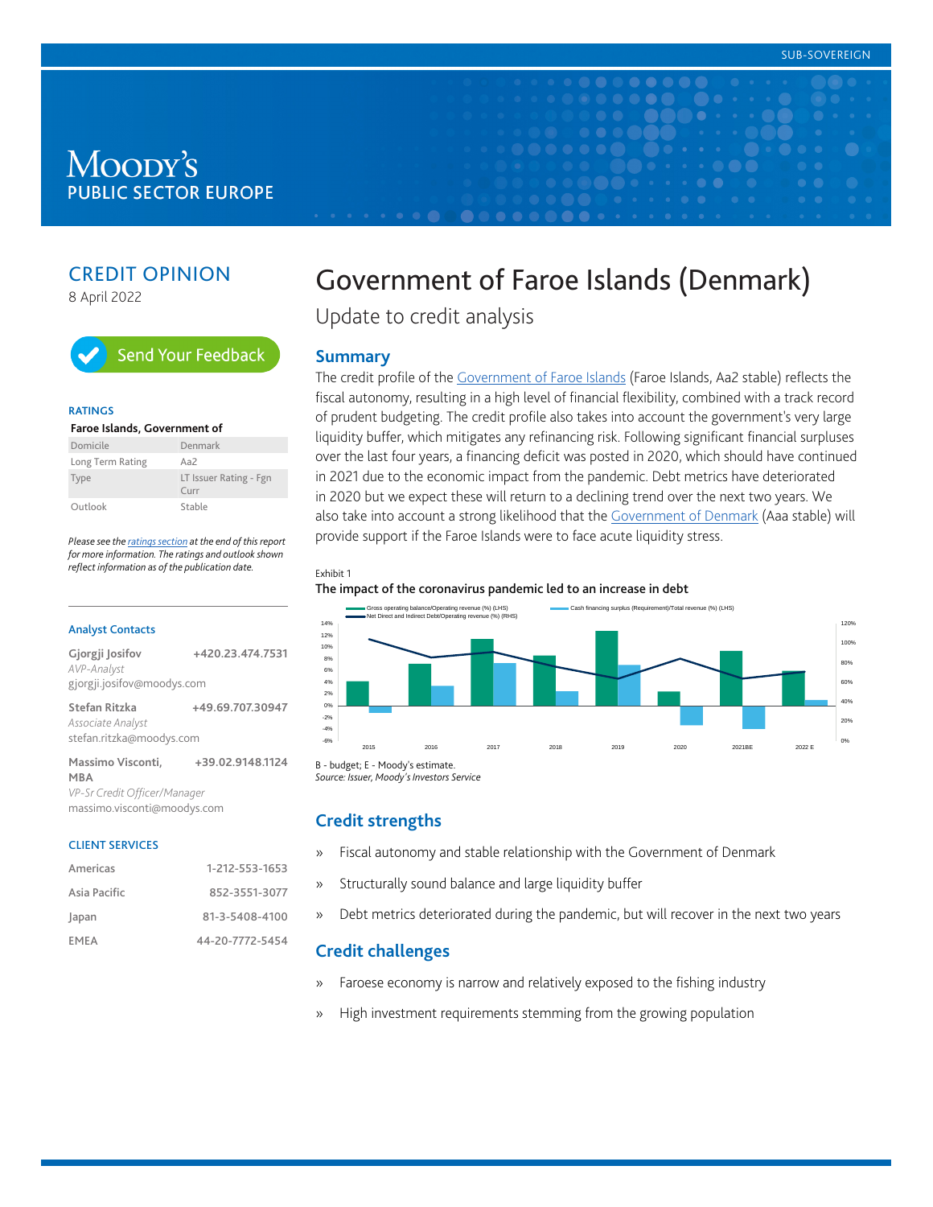SUB-SOVEREIGN

MOODY'S
PUBLIC SECTOR EUROPE

CREDIT OPINION

8 April 2022

Send Your Feedback

**RATINGS**

**Faroe Islands, Government of**

| | |
|---|---|
| Domicile | Denmark |
| Long Term Rating | Aa2 |
| Type | LT Issuer Rating - Fgn Curr |
| Outlook | Stable |

*Please see the ratings section at the end of this report for more information. The ratings and outlook shown reflect information as of the publication date.*

**Analyst Contacts**

**Gjorgji Josifov** +420.23.474.7531
*AVP-Analyst*
gjorgji.josifov@moodys.com

**Stefan Ritzka** +49.69.707.30947
*Associate Analyst*
stefan.ritzka@moodys.com

**Massimo Visconti, MBA** +39.02.9148.1124
*VP-Sr Credit Officer/Manager*
massimo.visconti@moodys.com

**CLIENT SERVICES**

| | |
|---|---|
| Americas | 1-212-553-1653 |
| Asia Pacific | 852-3551-3077 |
| Japan | 81-3-5408-4100 |
| EMEA | 44-20-7772-5454 |

# Government of Faroe Islands (Denmark)

Update to credit analysis

## Summary

The credit profile of the Government of Faroe Islands (Faroe Islands, Aa2 stable) reflects the fiscal autonomy, resulting in a high level of financial flexibility, combined with a track record of prudent budgeting. The credit profile also takes into account the government's very large liquidity buffer, which mitigates any refinancing risk. Following significant financial surpluses over the last four years, a financing deficit was posted in 2020, which should have continued in 2021 due to the economic impact from the pandemic. Debt metrics have deteriorated in 2020 but we expect these will return to a declining trend over the next two years. We also take into account a strong likelihood that the Government of Denmark (Aaa stable) will provide support if the Faroe Islands were to face acute liquidity stress.

Exhibit 1

**The impact of the coronavirus pandemic led to an increase in debt**

B - budget; E - Moody's estimate.
*Source: Issuer, Moody's Investors Service*

## Credit strengths

» Fiscal autonomy and stable relationship with the Government of Denmark

» Structurally sound balance and large liquidity buffer

» Debt metrics deteriorated during the pandemic, but will recover in the next two years

## Credit challenges

» Faroese economy is narrow and relatively exposed to the fishing industry

» High investment requirements stemming from the growing population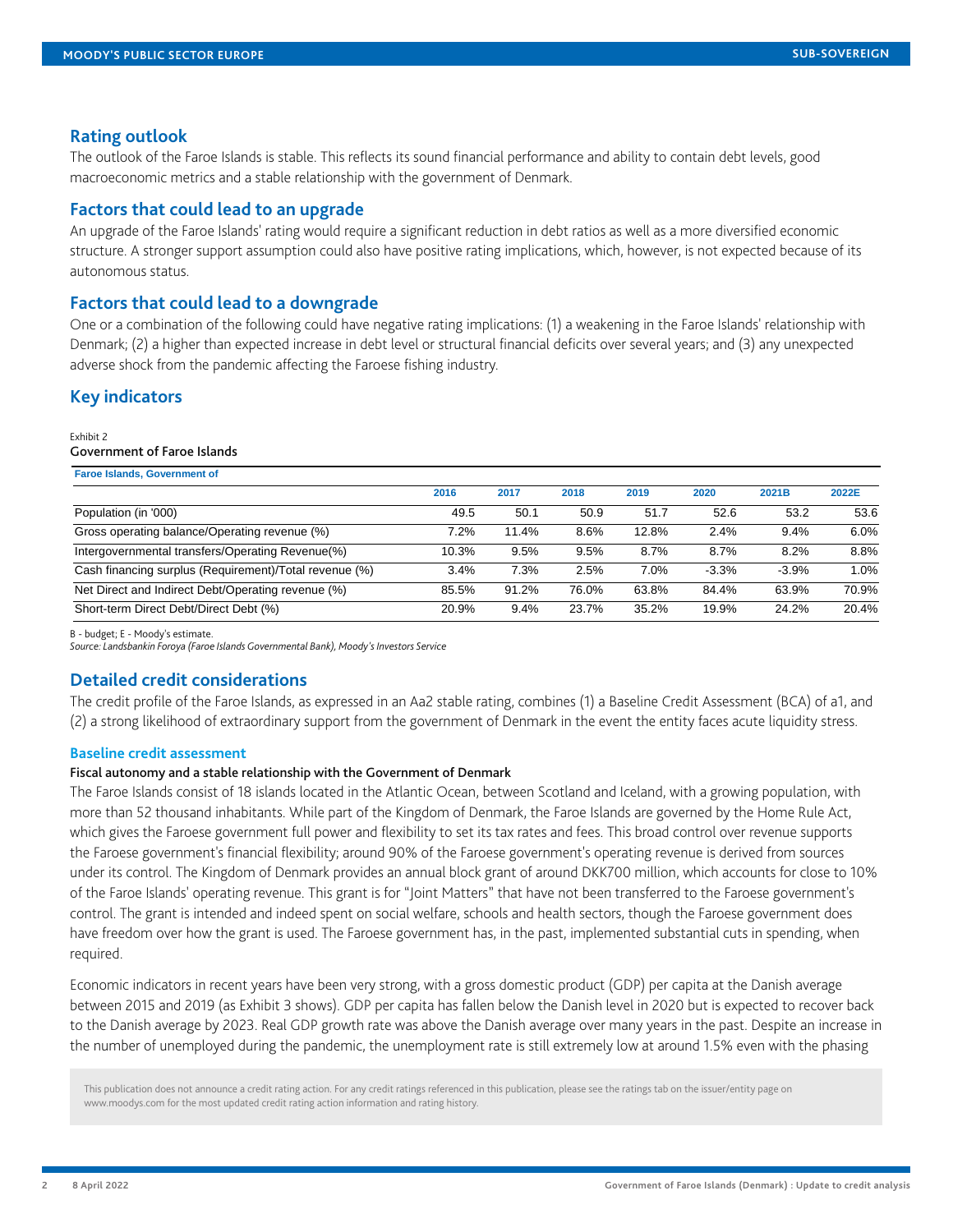## Rating outlook

The outlook of the Faroe Islands is stable. This reflects its sound financial performance and ability to contain debt levels, good macroeconomic metrics and a stable relationship with the government of Denmark.

## Factors that could lead to an upgrade

An upgrade of the Faroe Islands' rating would require a significant reduction in debt ratios as well as a more diversified economic structure. A stronger support assumption could also have positive rating implications, which, however, is not expected because of its autonomous status.

## Factors that could lead to a downgrade

One or a combination of the following could have negative rating implications: (1) a weakening in the Faroe Islands' relationship with Denmark; (2) a higher than expected increase in debt level or structural financial deficits over several years; and (3) any unexpected adverse shock from the pandemic affecting the Faroese fishing industry.

## Key indicators

Exhibit 2

Government of Faroe Islands

| Faroe Islands, Government of | 2016 | 2017 | 2018 | 2019 | 2020 | 2021B | 2022E |
|---|---|---|---|---|---|---|---|
| Population (in '000) | 49.5 | 50.1 | 50.9 | 51.7 | 52.6 | 53.2 | 53.6 |
| Gross operating balance/Operating revenue (%) | 7.2% | 11.4% | 8.6% | 12.8% | 2.4% | 9.4% | 6.0% |
| Intergovernmental transfers/Operating Revenue(%) | 10.3% | 9.5% | 9.5% | 8.7% | 8.7% | 8.2% | 8.8% |
| Cash financing surplus (Requirement)/Total revenue (%) | 3.4% | 7.3% | 2.5% | 7.0% | -3.3% | -3.9% | 1.0% |
| Net Direct and Indirect Debt/Operating revenue (%) | 85.5% | 91.2% | 76.0% | 63.8% | 84.4% | 63.9% | 70.9% |
| Short-term Direct Debt/Direct Debt (%) | 20.9% | 9.4% | 23.7% | 35.2% | 19.9% | 24.2% | 20.4% |

B - budget; E - Moody's estimate.

*Source: Landsbankin Foroya (Faroe Islands Governmental Bank), Moody's Investors Service*

## Detailed credit considerations

The credit profile of the Faroe Islands, as expressed in an Aa2 stable rating, combines (1) a Baseline Credit Assessment (BCA) of a1, and (2) a strong likelihood of extraordinary support from the government of Denmark in the event the entity faces acute liquidity stress.

### Baseline credit assessment

#### Fiscal autonomy and a stable relationship with the Government of Denmark

The Faroe Islands consist of 18 islands located in the Atlantic Ocean, between Scotland and Iceland, with a growing population, with more than 52 thousand inhabitants. While part of the Kingdom of Denmark, the Faroe Islands are governed by the Home Rule Act, which gives the Faroese government full power and flexibility to set its tax rates and fees. This broad control over revenue supports the Faroese government's financial flexibility; around 90% of the Faroese government's operating revenue is derived from sources under its control. The Kingdom of Denmark provides an annual block grant of around DKK700 million, which accounts for close to 10% of the Faroe Islands' operating revenue. This grant is for "Joint Matters" that have not been transferred to the Faroese government's control. The grant is intended and indeed spent on social welfare, schools and health sectors, though the Faroese government does have freedom over how the grant is used. The Faroese government has, in the past, implemented substantial cuts in spending, when required.

Economic indicators in recent years have been very strong, with a gross domestic product (GDP) per capita at the Danish average between 2015 and 2019 (as Exhibit 3 shows). GDP per capita has fallen below the Danish level in 2020 but is expected to recover back to the Danish average by 2023. Real GDP growth rate was above the Danish average over many years in the past. Despite an increase in the number of unemployed during the pandemic, the unemployment rate is still extremely low at around 1.5% even with the phasing

This publication does not announce a credit rating action. For any credit ratings referenced in this publication, please see the ratings tab on the issuer/entity page on www.moodys.com for the most updated credit rating action information and rating history.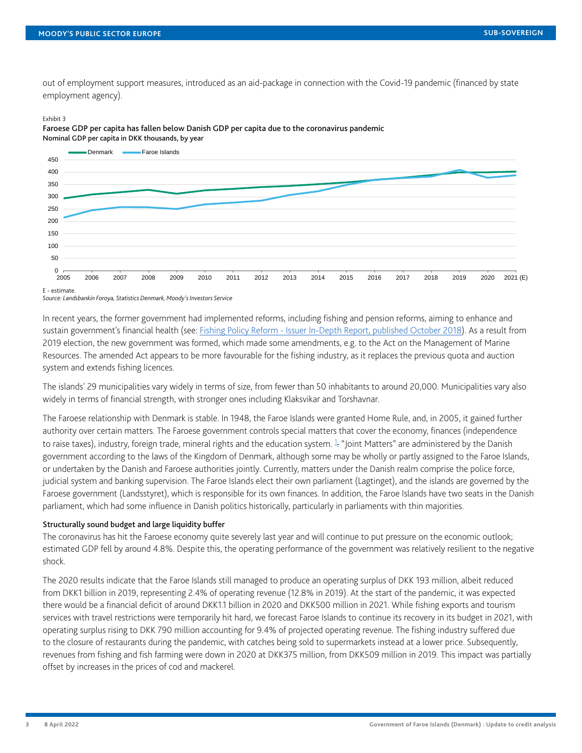out of employment support measures, introduced as an aid-package in connection with the Covid-19 pandemic (financed by state employment agency).

Exhibit 3

**Faroese GDP per capita has fallen below Danish GDP per capita due to the coronavirus pandemic**
**Nominal GDP per capita in DKK thousands, by year**

E - estimate.
*Source: Landsbankin Foroya, Statistics Denmark, Moody's Investors Service*

In recent years, the former government had implemented reforms, including fishing and pension reforms, aiming to enhance and sustain government's financial health (see: Fishing Policy Reform - Issuer In-Depth Report, published October 2018). As a result from 2019 election, the new government was formed, which made some amendments, e.g. to the Act on the Management of Marine Resources. The amended Act appears to be more favourable for the fishing industry, as it replaces the previous quota and auction system and extends fishing licences.

The islands' 29 municipalities vary widely in terms of size, from fewer than 50 inhabitants to around 20,000. Municipalities vary also widely in terms of financial strength, with stronger ones including Klaksvikar and Torshavnar.

The Faroese relationship with Denmark is stable. In 1948, the Faroe Islands were granted Home Rule, and, in 2005, it gained further authority over certain matters. The Faroese government controls special matters that cover the economy, finances (independence to raise taxes), industry, foreign trade, mineral rights and the education system. [1]. "Joint Matters" are administered by the Danish government according to the laws of the Kingdom of Denmark, although some may be wholly or partly assigned to the Faroe Islands, or undertaken by the Danish and Faroese authorities jointly. Currently, matters under the Danish realm comprise the police force, judicial system and banking supervision. The Faroe Islands elect their own parliament (Lagtinget), and the islands are governed by the Faroese government (Landsstyret), which is responsible for its own finances. In addition, the Faroe Islands have two seats in the Danish parliament, which had some influence in Danish politics historically, particularly in parliaments with thin majorities.

### Structurally sound budget and large liquidity buffer

The coronavirus has hit the Faroese economy quite severely last year and will continue to put pressure on the economic outlook; estimated GDP fell by around 4.8%. Despite this, the operating performance of the government was relatively resilient to the negative shock.

The 2020 results indicate that the Faroe Islands still managed to produce an operating surplus of DKK 193 million, albeit reduced from DKK1 billion in 2019, representing 2.4% of operating revenue (12.8% in 2019). At the start of the pandemic, it was expected there would be a financial deficit of around DKK1.1 billion in 2020 and DKK500 million in 2021. While fishing exports and tourism services with travel restrictions were temporarily hit hard, we forecast Faroe Islands to continue its recovery in its budget in 2021, with operating surplus rising to DKK 790 million accounting for 9.4% of projected operating revenue. The fishing industry suffered due to the closure of restaurants during the pandemic, with catches being sold to supermarkets instead at a lower price. Subsequently, revenues from fishing and fish farming were down in 2020 at DKK375 million, from DKK509 million in 2019. This impact was partially offset by increases in the prices of cod and mackerel.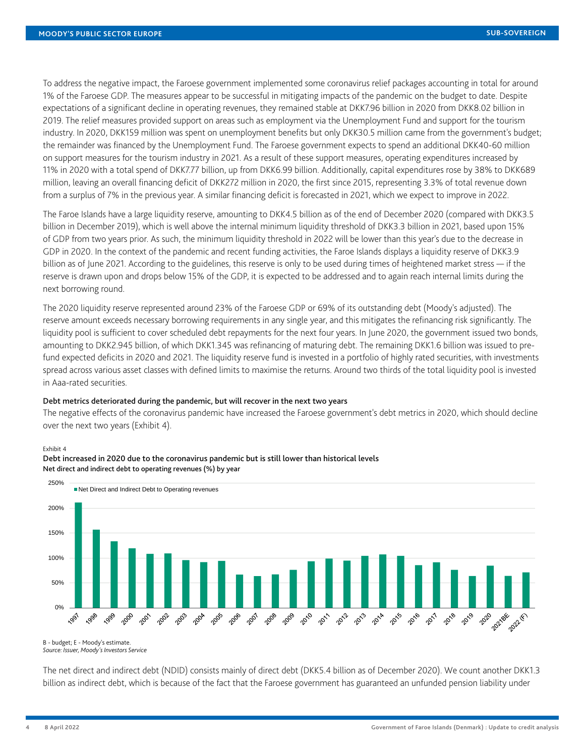To address the negative impact, the Faroese government implemented some coronavirus relief packages accounting in total for around 1% of the Faroese GDP. The measures appear to be successful in mitigating impacts of the pandemic on the budget to date. Despite expectations of a significant decline in operating revenues, they remained stable at DKK7.96 billion in 2020 from DKK8.02 billion in 2019. The relief measures provided support on areas such as employment via the Unemployment Fund and support for the tourism industry. In 2020, DKK159 million was spent on unemployment benefits but only DKK30.5 million came from the government's budget; the remainder was financed by the Unemployment Fund. The Faroese government expects to spend an additional DKK40-60 million on support measures for the tourism industry in 2021. As a result of these support measures, operating expenditures increased by 11% in 2020 with a total spend of DKK7.77 billion, up from DKK6.99 billion. Additionally, capital expenditures rose by 38% to DKK689 million, leaving an overall financing deficit of DKK272 million in 2020, the first since 2015, representing 3.3% of total revenue down from a surplus of 7% in the previous year. A similar financing deficit is forecasted in 2021, which we expect to improve in 2022.

The Faroe Islands have a large liquidity reserve, amounting to DKK4.5 billion as of the end of December 2020 (compared with DKK3.5 billion in December 2019), which is well above the internal minimum liquidity threshold of DKK3.3 billion in 2021, based upon 15% of GDP from two years prior. As such, the minimum liquidity threshold in 2022 will be lower than this year's due to the decrease in GDP in 2020. In the context of the pandemic and recent funding activities, the Faroe Islands displays a liquidity reserve of DKK3.9 billion as of June 2021. According to the guidelines, this reserve is only to be used during times of heightened market stress — if the reserve is drawn upon and drops below 15% of the GDP, it is expected to be addressed and to again reach internal limits during the next borrowing round.

The 2020 liquidity reserve represented around 23% of the Faroese GDP or 69% of its outstanding debt (Moody's adjusted). The reserve amount exceeds necessary borrowing requirements in any single year, and this mitigates the refinancing risk significantly. The liquidity pool is sufficient to cover scheduled debt repayments for the next four years. In June 2020, the government issued two bonds, amounting to DKK2.945 billion, of which DKK1.345 was refinancing of maturing debt. The remaining DKK1.6 billion was issued to pre-fund expected deficits in 2020 and 2021. The liquidity reserve fund is invested in a portfolio of highly rated securities, with investments spread across various asset classes with defined limits to maximise the returns. Around two thirds of the total liquidity pool is invested in Aaa-rated securities.

### Debt metrics deteriorated during the pandemic, but will recover in the next two years

The negative effects of the coronavirus pandemic have increased the Faroese government's debt metrics in 2020, which should decline over the next two years (Exhibit 4).

Exhibit 4

**Debt increased in 2020 due to the coronavirus pandemic but is still lower than historical levels**
**Net direct and indirect debt to operating revenues (%) by year**

B - budget; E - Moody's estimate.
*Source: Issuer, Moody's Investors Service*

The net direct and indirect debt (NDID) consists mainly of direct debt (DKK5.4 billion as of December 2020). We count another DKK1.3 billion as indirect debt, which is because of the fact that the Faroese government has guaranteed an unfunded pension liability under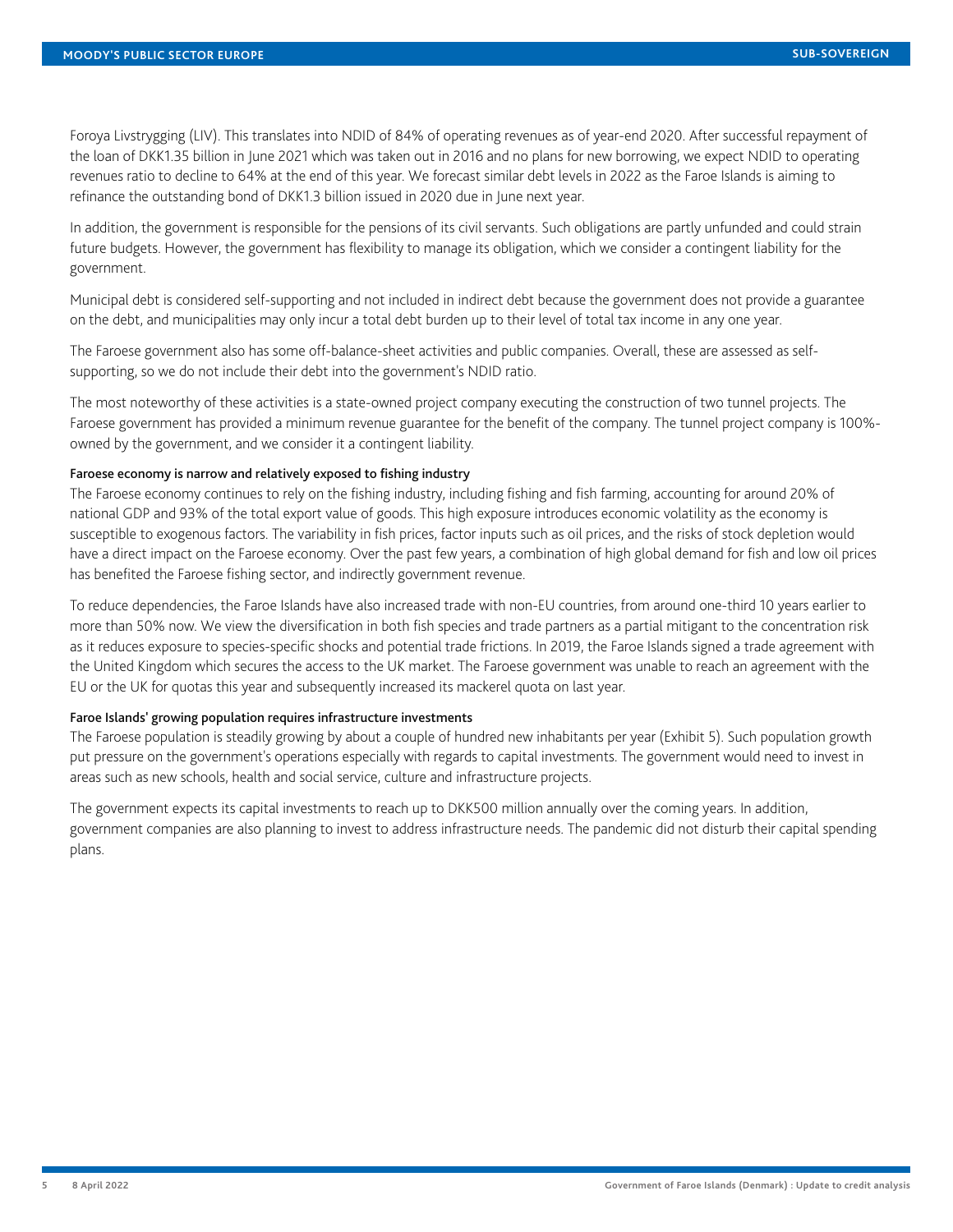Foroya Livstrygging (LIV). This translates into NDID of 84% of operating revenues as of year-end 2020. After successful repayment of the loan of DKK1.35 billion in June 2021 which was taken out in 2016 and no plans for new borrowing, we expect NDID to operating revenues ratio to decline to 64% at the end of this year. We forecast similar debt levels in 2022 as the Faroe Islands is aiming to refinance the outstanding bond of DKK1.3 billion issued in 2020 due in June next year.

In addition, the government is responsible for the pensions of its civil servants. Such obligations are partly unfunded and could strain future budgets. However, the government has flexibility to manage its obligation, which we consider a contingent liability for the government.

Municipal debt is considered self-supporting and not included in indirect debt because the government does not provide a guarantee on the debt, and municipalities may only incur a total debt burden up to their level of total tax income in any one year.

The Faroese government also has some off-balance-sheet activities and public companies. Overall, these are assessed as self-supporting, so we do not include their debt into the government's NDID ratio.

The most noteworthy of these activities is a state-owned project company executing the construction of two tunnel projects. The Faroese government has provided a minimum revenue guarantee for the benefit of the company. The tunnel project company is 100%-owned by the government, and we consider it a contingent liability.

#### Faroese economy is narrow and relatively exposed to fishing industry

The Faroese economy continues to rely on the fishing industry, including fishing and fish farming, accounting for around 20% of national GDP and 93% of the total export value of goods. This high exposure introduces economic volatility as the economy is susceptible to exogenous factors. The variability in fish prices, factor inputs such as oil prices, and the risks of stock depletion would have a direct impact on the Faroese economy. Over the past few years, a combination of high global demand for fish and low oil prices has benefited the Faroese fishing sector, and indirectly government revenue.

To reduce dependencies, the Faroe Islands have also increased trade with non-EU countries, from around one-third 10 years earlier to more than 50% now. We view the diversification in both fish species and trade partners as a partial mitigant to the concentration risk as it reduces exposure to species-specific shocks and potential trade frictions. In 2019, the Faroe Islands signed a trade agreement with the United Kingdom which secures the access to the UK market. The Faroese government was unable to reach an agreement with the EU or the UK for quotas this year and subsequently increased its mackerel quota on last year.

#### Faroe Islands' growing population requires infrastructure investments

The Faroese population is steadily growing by about a couple of hundred new inhabitants per year (Exhibit 5). Such population growth put pressure on the government's operations especially with regards to capital investments. The government would need to invest in areas such as new schools, health and social service, culture and infrastructure projects.

The government expects its capital investments to reach up to DKK500 million annually over the coming years. In addition, government companies are also planning to invest to address infrastructure needs. The pandemic did not disturb their capital spending plans.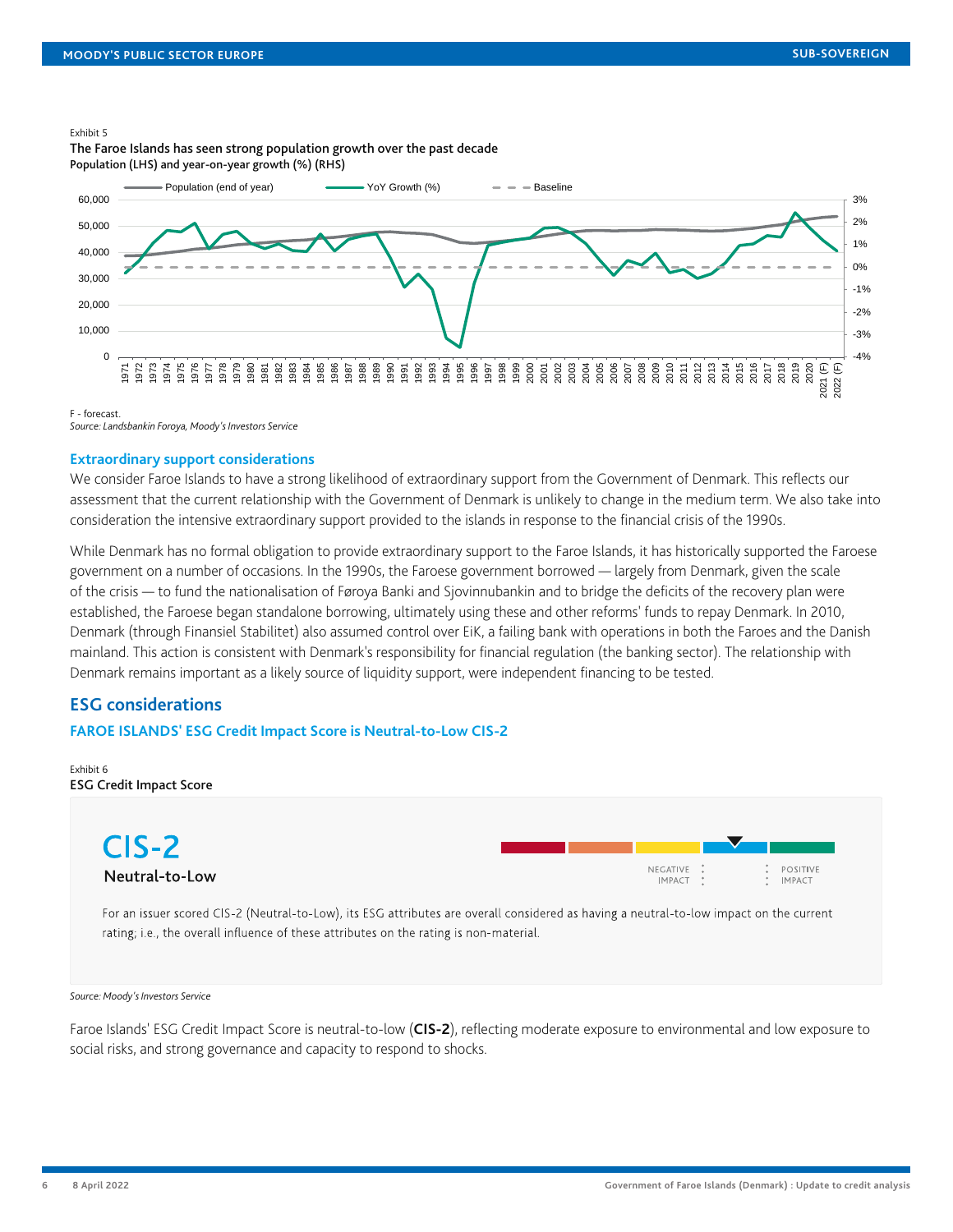Exhibit 5

**The Faroe Islands has seen strong population growth over the past decade**
**Population (LHS) and year-on-year growth (%) (RHS)**

F - forecast.
*Source: Landsbankin Foroya, Moody's Investors Service*

### Extraordinary support considerations

We consider Faroe Islands to have a strong likelihood of extraordinary support from the Government of Denmark. This reflects our assessment that the current relationship with the Government of Denmark is unlikely to change in the medium term. We also take into consideration the intensive extraordinary support provided to the islands in response to the financial crisis of the 1990s.

While Denmark has no formal obligation to provide extraordinary support to the Faroe Islands, it has historically supported the Faroese government on a number of occasions. In the 1990s, the Faroese government borrowed — largely from Denmark, given the scale of the crisis — to fund the nationalisation of Føroya Banki and Sjovinnubankin and to bridge the deficits of the recovery plan were established, the Faroese began standalone borrowing, ultimately using these and other reforms' funds to repay Denmark. In 2010, Denmark (through Finansiel Stabilitet) also assumed control over EiK, a failing bank with operations in both the Faroes and the Danish mainland. This action is consistent with Denmark's responsibility for financial regulation (the banking sector). The relationship with Denmark remains important as a likely source of liquidity support, were independent financing to be tested.

## ESG considerations

### FAROE ISLANDS' ESG Credit Impact Score is Neutral-to-Low CIS-2

Exhibit 6

**ESG Credit Impact Score**

**CIS-2**
Neutral-to-Low

NEGATIVE IMPACT | POSITIVE IMPACT

For an issuer scored CIS-2 (Neutral-to-Low), its ESG attributes are overall considered as having a neutral-to-low impact on the current rating; i.e., the overall influence of these attributes on the rating is non-material.

*Source: Moody's Investors Service*

Faroe Islands' ESG Credit Impact Score is neutral-to-low (**CIS-2**), reflecting moderate exposure to environmental and low exposure to social risks, and strong governance and capacity to respond to shocks.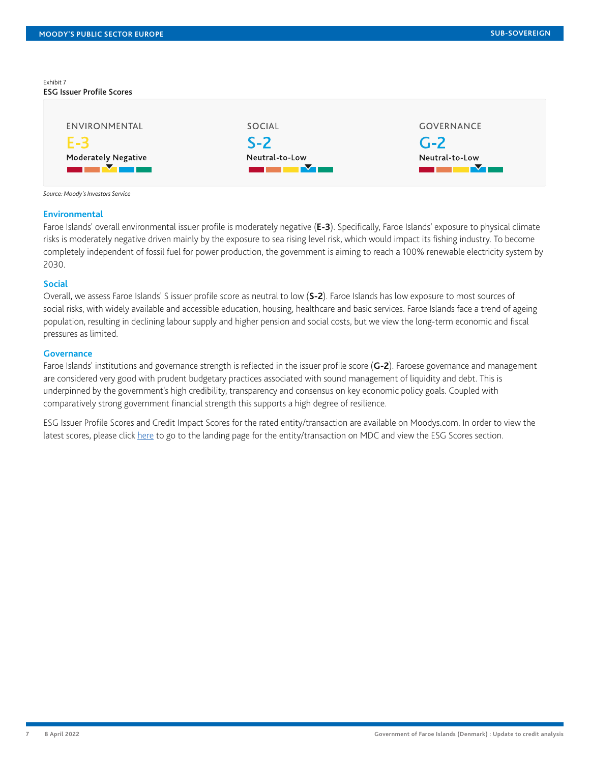Exhibit 7
**ESG Issuer Profile Scores**

| ENVIRONMENTAL | SOCIAL | GOVERNANCE |
|---|---|---|
| E-3 | S-2 | G-2 |
| Moderately Negative | Neutral-to-Low | Neutral-to-Low |

*Source: Moody's Investors Service*

### Environmental

Faroe Islands' overall environmental issuer profile is moderately negative (**E-3**). Specifically, Faroe Islands' exposure to physical climate risks is moderately negative driven mainly by the exposure to sea rising level risk, which would impact its fishing industry. To become completely independent of fossil fuel for power production, the government is aiming to reach a 100% renewable electricity system by 2030.

### Social

Overall, we assess Faroe Islands' S issuer profile score as neutral to low (**S-2**). Faroe Islands has low exposure to most sources of social risks, with widely available and accessible education, housing, healthcare and basic services. Faroe Islands face a trend of ageing population, resulting in declining labour supply and higher pension and social costs, but we view the long-term economic and fiscal pressures as limited.

### Governance

Faroe Islands' institutions and governance strength is reflected in the issuer profile score (**G-2**). Faroese governance and management are considered very good with prudent budgetary practices associated with sound management of liquidity and debt. This is underpinned by the government's high credibility, transparency and consensus on key economic policy goals. Coupled with comparatively strong government financial strength this supports a high degree of resilience.

ESG Issuer Profile Scores and Credit Impact Scores for the rated entity/transaction are available on Moodys.com. In order to view the latest scores, please click here to go to the landing page for the entity/transaction on MDC and view the ESG Scores section.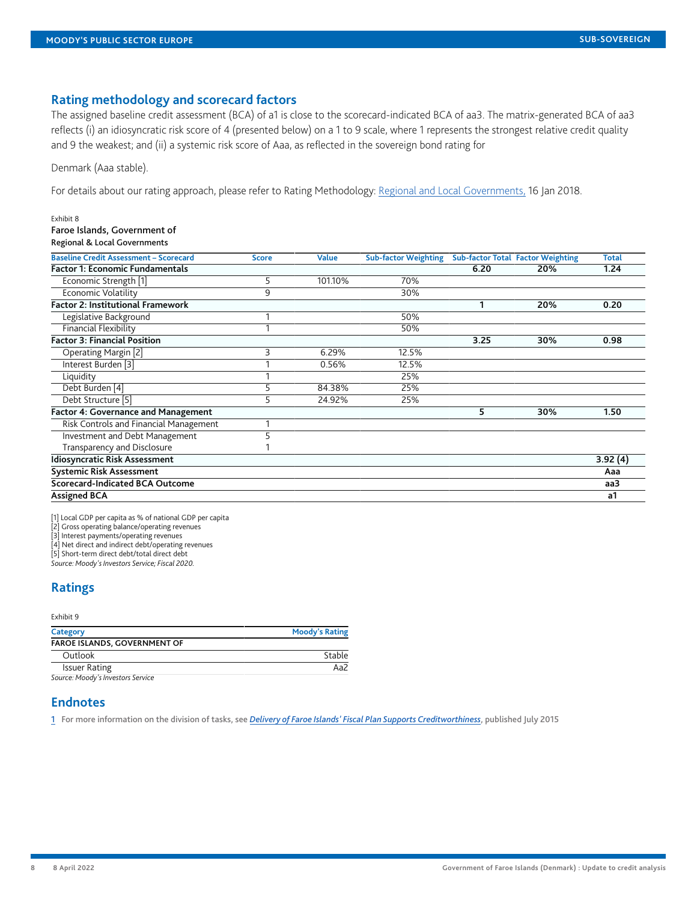## Rating methodology and scorecard factors

The assigned baseline credit assessment (BCA) of a1 is close to the scorecard-indicated BCA of aa3. The matrix-generated BCA of aa3 reflects (i) an idiosyncratic risk score of 4 (presented below) on a 1 to 9 scale, where 1 represents the strongest relative credit quality and 9 the weakest; and (ii) a systemic risk score of Aaa, as reflected in the sovereign bond rating for

Denmark (Aaa stable).

For details about our rating approach, please refer to Rating Methodology: Regional and Local Governments, 16 Jan 2018.

Exhibit 8

Faroe Islands, Government of

Regional & Local Governments

| Baseline Credit Assessment – Scorecard | Score | Value | Sub-factor Weighting | Sub-factor Total | Factor Weighting | Total |
|---|---|---|---|---|---|---|
| **Factor 1: Economic Fundamentals** | | | | **6.20** | **20%** | **1.24** |
| Economic Strength [1] | 5 | 101.10% | 70% | | | |
| Economic Volatility | 9 | | 30% | | | |
| **Factor 2: Institutional Framework** | | | | **1** | **20%** | **0.20** |
| Legislative Background | 1 | | 50% | | | |
| Financial Flexibility | 1 | | 50% | | | |
| **Factor 3: Financial Position** | | | | **3.25** | **30%** | **0.98** |
| Operating Margin [2] | 3 | 6.29% | 12.5% | | | |
| Interest Burden [3] | 1 | 0.56% | 12.5% | | | |
| Liquidity | 1 | | 25% | | | |
| Debt Burden [4] | 5 | 84.38% | 25% | | | |
| Debt Structure [5] | 5 | 24.92% | 25% | | | |
| **Factor 4: Governance and Management** | | | | **5** | **30%** | **1.50** |
| Risk Controls and Financial Management | 1 | | | | | |
| Investment and Debt Management | 5 | | | | | |
| Transparency and Disclosure | 1 | | | | | |
| **Idiosyncratic Risk Assessment** | | | | | | **3.92 (4)** |
| **Systemic Risk Assessment** | | | | | | **Aaa** |
| **Scorecard-Indicated BCA Outcome** | | | | | | **aa3** |
| **Assigned BCA** | | | | | | **a1** |

[1] Local GDP per capita as % of national GDP per capita
[2] Gross operating balance/operating revenues
[3] Interest payments/operating revenues
[4] Net direct and indirect debt/operating revenues
[5] Short-term direct debt/total direct debt
*Source: Moody's Investors Service; Fiscal 2020.*

## Ratings

Exhibit 9

| Category | Moody's Rating |
|---|---|
| **FAROE ISLANDS, GOVERNMENT OF** | |
| Outlook | Stable |
| Issuer Rating | Aa2 |

*Source: Moody's Investors Service*

## Endnotes

1 For more information on the division of tasks, see *Delivery of Faroe Islands' Fiscal Plan Supports Creditworthiness*, published July 2015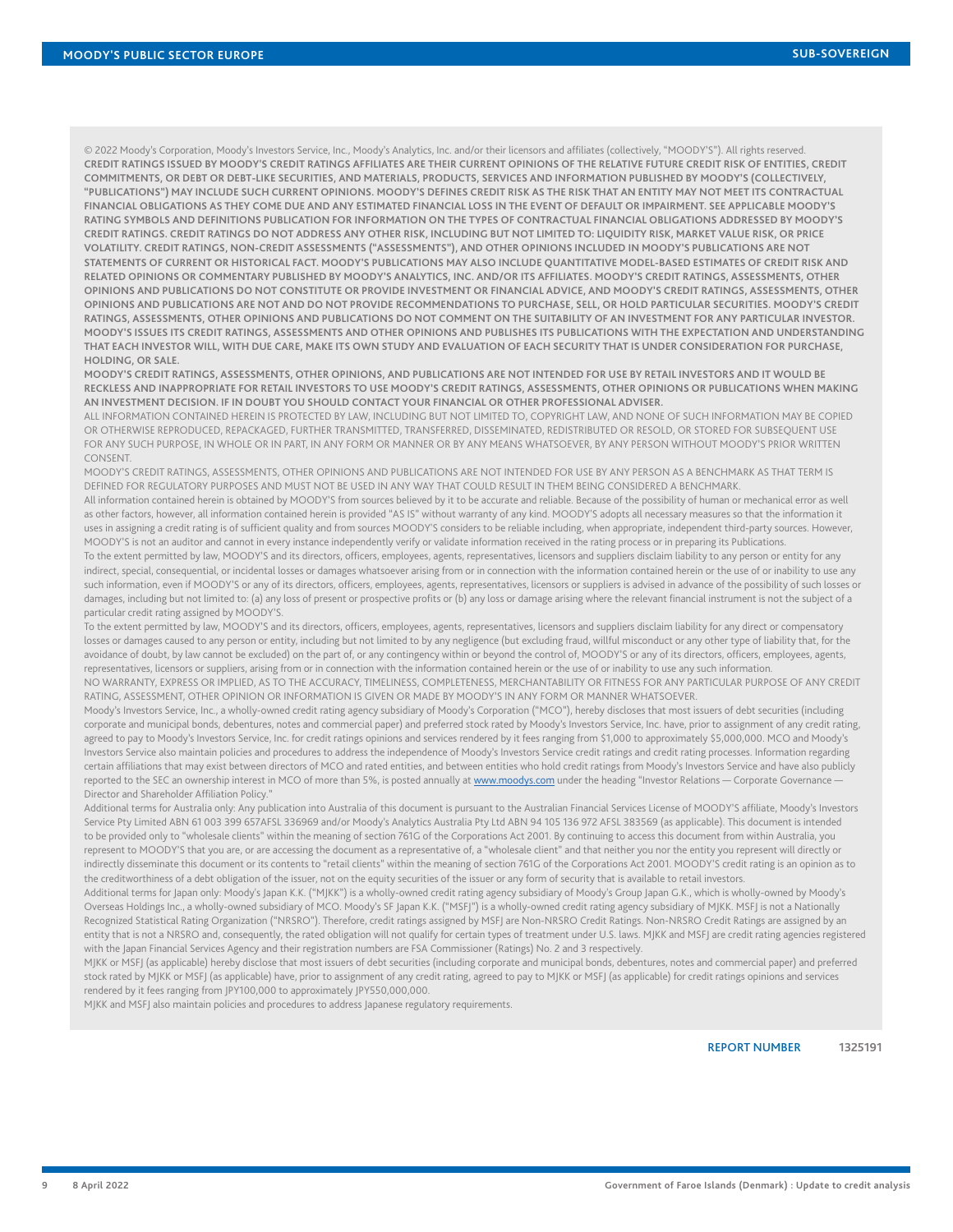© 2022 Moody's Corporation, Moody's Investors Service, Inc., Moody's Analytics, Inc. and/or their licensors and affiliates (collectively, "MOODY'S"). All rights reserved.

**CREDIT RATINGS ISSUED BY MOODY'S CREDIT RATINGS AFFILIATES ARE THEIR CURRENT OPINIONS OF THE RELATIVE FUTURE CREDIT RISK OF ENTITIES, CREDIT COMMITMENTS, OR DEBT OR DEBT-LIKE SECURITIES, AND MATERIALS, PRODUCTS, SERVICES AND INFORMATION PUBLISHED BY MOODY'S (COLLECTIVELY, "PUBLICATIONS") MAY INCLUDE SUCH CURRENT OPINIONS. MOODY'S DEFINES CREDIT RISK AS THE RISK THAT AN ENTITY MAY NOT MEET ITS CONTRACTUAL FINANCIAL OBLIGATIONS AS THEY COME DUE AND ANY ESTIMATED FINANCIAL LOSS IN THE EVENT OF DEFAULT OR IMPAIRMENT. SEE APPLICABLE MOODY'S RATING SYMBOLS AND DEFINITIONS PUBLICATION FOR INFORMATION ON THE TYPES OF CONTRACTUAL FINANCIAL OBLIGATIONS ADDRESSED BY MOODY'S CREDIT RATINGS. CREDIT RATINGS DO NOT ADDRESS ANY OTHER RISK, INCLUDING BUT NOT LIMITED TO: LIQUIDITY RISK, MARKET VALUE RISK, OR PRICE VOLATILITY. CREDIT RATINGS, NON-CREDIT ASSESSMENTS ("ASSESSMENTS"), AND OTHER OPINIONS INCLUDED IN MOODY'S PUBLICATIONS ARE NOT STATEMENTS OF CURRENT OR HISTORICAL FACT. MOODY'S PUBLICATIONS MAY ALSO INCLUDE QUANTITATIVE MODEL-BASED ESTIMATES OF CREDIT RISK AND RELATED OPINIONS OR COMMENTARY PUBLISHED BY MOODY'S ANALYTICS, INC. AND/OR ITS AFFILIATES. MOODY'S CREDIT RATINGS, ASSESSMENTS, OTHER OPINIONS AND PUBLICATIONS DO NOT CONSTITUTE OR PROVIDE INVESTMENT OR FINANCIAL ADVICE, AND MOODY'S CREDIT RATINGS, ASSESSMENTS, OTHER OPINIONS AND PUBLICATIONS ARE NOT AND DO NOT PROVIDE RECOMMENDATIONS TO PURCHASE, SELL, OR HOLD PARTICULAR SECURITIES. MOODY'S CREDIT RATINGS, ASSESSMENTS, OTHER OPINIONS AND PUBLICATIONS DO NOT COMMENT ON THE SUITABILITY OF AN INVESTMENT FOR ANY PARTICULAR INVESTOR. MOODY'S ISSUES ITS CREDIT RATINGS, ASSESSMENTS AND OTHER OPINIONS AND PUBLISHES ITS PUBLICATIONS WITH THE EXPECTATION AND UNDERSTANDING THAT EACH INVESTOR WILL, WITH DUE CARE, MAKE ITS OWN STUDY AND EVALUATION OF EACH SECURITY THAT IS UNDER CONSIDERATION FOR PURCHASE, HOLDING, OR SALE.**

**MOODY'S CREDIT RATINGS, ASSESSMENTS, OTHER OPINIONS, AND PUBLICATIONS ARE NOT INTENDED FOR USE BY RETAIL INVESTORS AND IT WOULD BE RECKLESS AND INAPPROPRIATE FOR RETAIL INVESTORS TO USE MOODY'S CREDIT RATINGS, ASSESSMENTS, OTHER OPINIONS OR PUBLICATIONS WHEN MAKING AN INVESTMENT DECISION. IF IN DOUBT YOU SHOULD CONTACT YOUR FINANCIAL OR OTHER PROFESSIONAL ADVISER.**

ALL INFORMATION CONTAINED HEREIN IS PROTECTED BY LAW, INCLUDING BUT NOT LIMITED TO, COPYRIGHT LAW, AND NONE OF SUCH INFORMATION MAY BE COPIED OR OTHERWISE REPRODUCED, REPACKAGED, FURTHER TRANSMITTED, TRANSFERRED, DISSEMINATED, REDISTRIBUTED OR RESOLD, OR STORED FOR SUBSEQUENT USE FOR ANY SUCH PURPOSE, IN WHOLE OR IN PART, IN ANY FORM OR MANNER OR BY ANY MEANS WHATSOEVER, BY ANY PERSON WITHOUT MOODY'S PRIOR WRITTEN CONSENT.

MOODY'S CREDIT RATINGS, ASSESSMENTS, OTHER OPINIONS AND PUBLICATIONS ARE NOT INTENDED FOR USE BY ANY PERSON AS A BENCHMARK AS THAT TERM IS DEFINED FOR REGULATORY PURPOSES AND MUST NOT BE USED IN ANY WAY THAT COULD RESULT IN THEM BEING CONSIDERED A BENCHMARK.

All information contained herein is obtained by MOODY'S from sources believed by it to be accurate and reliable. Because of the possibility of human or mechanical error as well as other factors, however, all information contained herein is provided "AS IS" without warranty of any kind. MOODY'S adopts all necessary measures so that the information it uses in assigning a credit rating is of sufficient quality and from sources MOODY'S considers to be reliable including, when appropriate, independent third-party sources. However, MOODY'S is not an auditor and cannot in every instance independently verify or validate information received in the rating process or in preparing its Publications.

To the extent permitted by law, MOODY'S and its directors, officers, employees, agents, representatives, licensors and suppliers disclaim liability to any person or entity for any indirect, special, consequential, or incidental losses or damages whatsoever arising from or in connection with the information contained herein or the use of or inability to use any such information, even if MOODY'S or any of its directors, officers, employees, agents, representatives, licensors or suppliers is advised in advance of the possibility of such losses or damages, including but not limited to: (a) any loss of present or prospective profits or (b) any loss or damage arising where the relevant financial instrument is not the subject of a particular credit rating assigned by MOODY'S.

To the extent permitted by law, MOODY'S and its directors, officers, employees, agents, representatives, licensors and suppliers disclaim liability for any direct or compensatory losses or damages caused to any person or entity, including but not limited to by any negligence (but excluding fraud, willful misconduct or any other type of liability that, for the avoidance of doubt, by law cannot be excluded) on the part of, or any contingency within or beyond the control of, MOODY'S or any of its directors, officers, employees, agents, representatives, licensors or suppliers, arising from or in connection with the information contained herein or the use of or inability to use any such information.

NO WARRANTY, EXPRESS OR IMPLIED, AS TO THE ACCURACY, TIMELINESS, COMPLETENESS, MERCHANTABILITY OR FITNESS FOR ANY PARTICULAR PURPOSE OF ANY CREDIT RATING, ASSESSMENT, OTHER OPINION OR INFORMATION IS GIVEN OR MADE BY MOODY'S IN ANY FORM OR MANNER WHATSOEVER.

Moody's Investors Service, Inc., a wholly-owned credit rating agency subsidiary of Moody's Corporation ("MCO"), hereby discloses that most issuers of debt securities (including corporate and municipal bonds, debentures, notes and commercial paper) and preferred stock rated by Moody's Investors Service, Inc. have, prior to assignment of any credit rating, agreed to pay to Moody's Investors Service, Inc. for credit ratings opinions and services rendered by it fees ranging from $1,000 to approximately $5,000,000. MCO and Moody's Investors Service also maintain policies and procedures to address the independence of Moody's Investors Service credit ratings and credit rating processes. Information regarding certain affiliations that may exist between directors of MCO and rated entities, and between entities who hold credit ratings from Moody's Investors Service and have also publicly reported to the SEC an ownership interest in MCO of more than 5%, is posted annually at www.moodys.com under the heading "Investor Relations — Corporate Governance — Director and Shareholder Affiliation Policy."

Additional terms for Australia only: Any publication into Australia of this document is pursuant to the Australian Financial Services License of MOODY'S affiliate, Moody's Investors Service Pty Limited ABN 61 003 399 657AFSL 336969 and/or Moody's Analytics Australia Pty Ltd ABN 94 105 136 972 AFSL 383569 (as applicable). This document is intended to be provided only to "wholesale clients" within the meaning of section 761G of the Corporations Act 2001. By continuing to access this document from within Australia, you represent to MOODY'S that you are, or are accessing the document as a representative of, a "wholesale client" and that neither you nor the entity you represent will directly or indirectly disseminate this document or its contents to "retail clients" within the meaning of section 761G of the Corporations Act 2001. MOODY'S credit rating is an opinion as to the creditworthiness of a debt obligation of the issuer, not on the equity securities of the issuer or any form of security that is available to retail investors.

Additional terms for Japan only: Moody's Japan K.K. ("MJKK") is a wholly-owned credit rating agency subsidiary of Moody's Group Japan G.K., which is wholly-owned by Moody's Overseas Holdings Inc., a wholly-owned subsidiary of MCO. Moody's SF Japan K.K. ("MSFJ") is a wholly-owned credit rating agency subsidiary of MJKK. MSFJ is not a Nationally Recognized Statistical Rating Organization ("NRSRO"). Therefore, credit ratings assigned by MSFJ are Non-NRSRO Credit Ratings. Non-NRSRO Credit Ratings are assigned by an entity that is not a NRSRO and, consequently, the rated obligation will not qualify for certain types of treatment under U.S. laws. MJKK and MSFJ are credit rating agencies registered with the Japan Financial Services Agency and their registration numbers are FSA Commissioner (Ratings) No. 2 and 3 respectively.

MJKK or MSFJ (as applicable) hereby disclose that most issuers of debt securities (including corporate and municipal bonds, debentures, notes and commercial paper) and preferred stock rated by MJKK or MSFJ (as applicable) have, prior to assignment of any credit rating, agreed to pay to MJKK or MSFJ (as applicable) for credit ratings opinions and services rendered by it fees ranging from JPY100,000 to approximately JPY550,000,000.

MJKK and MSFJ also maintain policies and procedures to address Japanese regulatory requirements.

REPORT NUMBER 1325191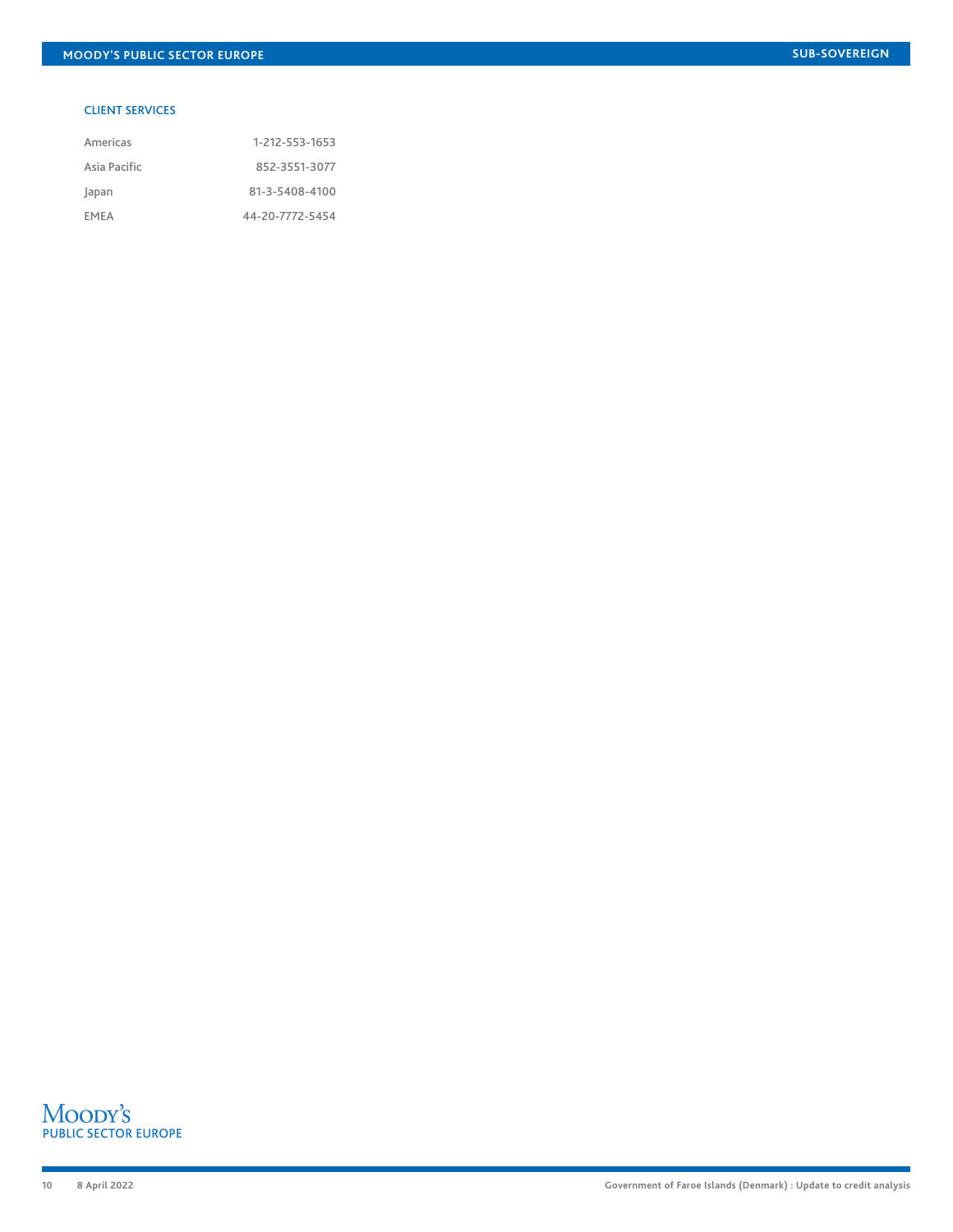## CLIENT SERVICES

| | |
|---|---|
| Americas | 1-212-553-1653 |
| Asia Pacific | 852-3551-3077 |
| Japan | 81-3-5408-4100 |
| EMEA | 44-20-7772-5454 |

MOODY'S
PUBLIC SECTOR EUROPE